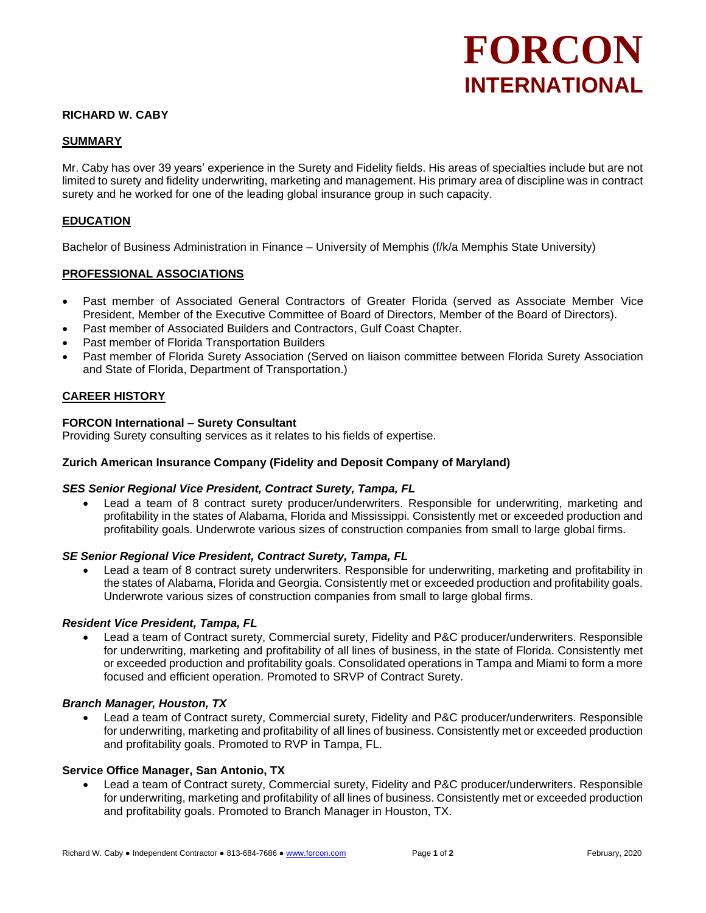# FORCON
## INTERNATIONAL

**RICHARD W. CABY**

## SUMMARY

Mr. Caby has over 39 years' experience in the Surety and Fidelity fields. His areas of specialties include but are not limited to surety and fidelity underwriting, marketing and management. His primary area of discipline was in contract surety and he worked for one of the leading global insurance group in such capacity.

## EDUCATION

Bachelor of Business Administration in Finance – University of Memphis (f/k/a Memphis State University)

## PROFESSIONAL ASSOCIATIONS

- Past member of Associated General Contractors of Greater Florida (served as Associate Member Vice President, Member of the Executive Committee of Board of Directors, Member of the Board of Directors).
- Past member of Associated Builders and Contractors, Gulf Coast Chapter.
- Past member of Florida Transportation Builders
- Past member of Florida Surety Association (Served on liaison committee between Florida Surety Association and State of Florida, Department of Transportation.)

## CAREER HISTORY

**FORCON International – Surety Consultant**
Providing Surety consulting services as it relates to his fields of expertise.

**Zurich American Insurance Company (Fidelity and Deposit Company of Maryland)**

***SES Senior Regional Vice President, Contract Surety, Tampa, FL***

- Lead a team of 8 contract surety producer/underwriters. Responsible for underwriting, marketing and profitability in the states of Alabama, Florida and Mississippi. Consistently met or exceeded production and profitability goals. Underwrote various sizes of construction companies from small to large global firms.

***SE Senior Regional Vice President, Contract Surety, Tampa, FL***

- Lead a team of 8 contract surety underwriters. Responsible for underwriting, marketing and profitability in the states of Alabama, Florida and Georgia. Consistently met or exceeded production and profitability goals. Underwrote various sizes of construction companies from small to large global firms.

***Resident Vice President, Tampa, FL***

- Lead a team of Contract surety, Commercial surety, Fidelity and P&C producer/underwriters. Responsible for underwriting, marketing and profitability of all lines of business, in the state of Florida. Consistently met or exceeded production and profitability goals. Consolidated operations in Tampa and Miami to form a more focused and efficient operation. Promoted to SRVP of Contract Surety.

***Branch Manager, Houston, TX***

- Lead a team of Contract surety, Commercial surety, Fidelity and P&C producer/underwriters. Responsible for underwriting, marketing and profitability of all lines of business. Consistently met or exceeded production and profitability goals. Promoted to RVP in Tampa, FL.

**Service Office Manager, San Antonio, TX**

- Lead a team of Contract surety, Commercial surety, Fidelity and P&C producer/underwriters. Responsible for underwriting, marketing and profitability of all lines of business. Consistently met or exceeded production and profitability goals. Promoted to Branch Manager in Houston, TX.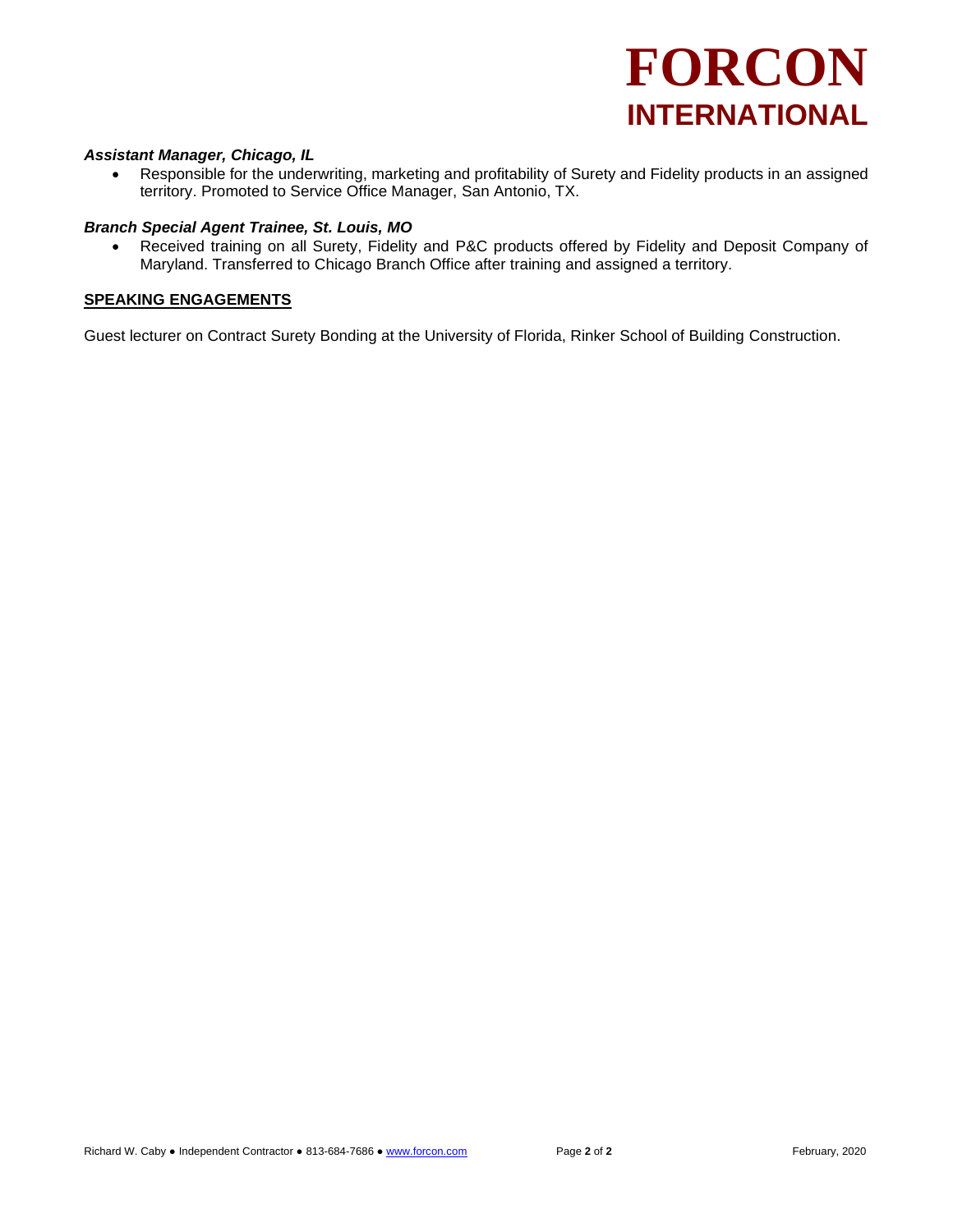***Assistant Manager, Chicago, IL***

- Responsible for the underwriting, marketing and profitability of Surety and Fidelity products in an assigned territory. Promoted to Service Office Manager, San Antonio, TX.

***Branch Special Agent Trainee, St. Louis, MO***

- Received training on all Surety, Fidelity and P&C products offered by Fidelity and Deposit Company of Maryland. Transferred to Chicago Branch Office after training and assigned a territory.

## SPEAKING ENGAGEMENTS

Guest lecturer on Contract Surety Bonding at the University of Florida, Rinker School of Building Construction.